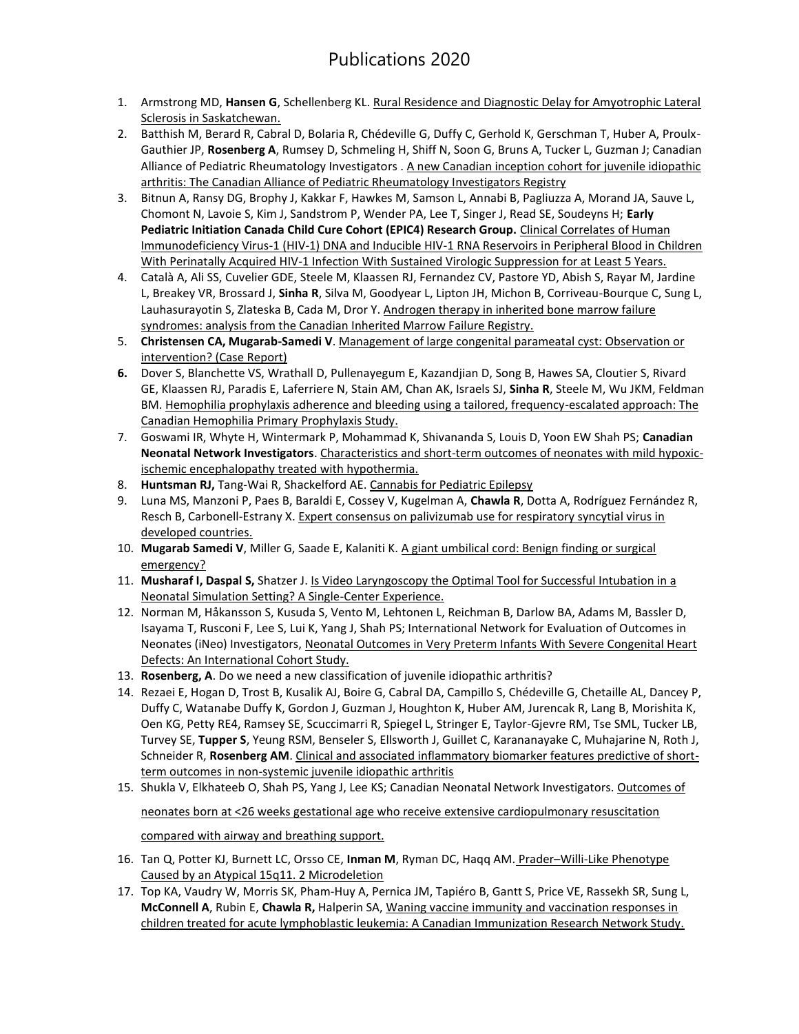# Publications 2020

1. Armstrong MD, **Hansen G**, Schellenberg KL. Rural Residence and Diagnostic Delay for Amyotrophic Lateral Sclerosis in Saskatchewan.
2. Batthish M, Berard R, Cabral D, Bolaria R, Chédeville G, Duffy C, Gerhold K, Gerschman T, Huber A, Proulx-Gauthier JP, **Rosenberg A**, Rumsey D, Schmeling H, Shiff N, Soon G, Bruns A, Tucker L, Guzman J; Canadian Alliance of Pediatric Rheumatology Investigators . A new Canadian inception cohort for juvenile idiopathic arthritis: The Canadian Alliance of Pediatric Rheumatology Investigators Registry
3. Bitnun A, Ransy DG, Brophy J, Kakkar F, Hawkes M, Samson L, Annabi B, Pagliuzza A, Morand JA, Sauve L, Chomont N, Lavoie S, Kim J, Sandstrom P, Wender PA, Lee T, Singer J, Read SE, Soudeyns H; **Early Pediatric Initiation Canada Child Cure Cohort (EPIC4) Research Group.** Clinical Correlates of Human Immunodeficiency Virus-1 (HIV-1) DNA and Inducible HIV-1 RNA Reservoirs in Peripheral Blood in Children With Perinatally Acquired HIV-1 Infection With Sustained Virologic Suppression for at Least 5 Years.
4. Català A, Ali SS, Cuvelier GDE, Steele M, Klaassen RJ, Fernandez CV, Pastore YD, Abish S, Rayar M, Jardine L, Breakey VR, Brossard J, **Sinha R**, Silva M, Goodyear L, Lipton JH, Michon B, Corriveau-Bourque C, Sung L, Lauhasurayotin S, Zlateska B, Cada M, Dror Y. Androgen therapy in inherited bone marrow failure syndromes: analysis from the Canadian Inherited Marrow Failure Registry.
5. **Christensen CA, Mugarab-Samedi V**. Management of large congenital parameatal cyst: Observation or intervention? (Case Report)
6. Dover S, Blanchette VS, Wrathall D, Pullenayegum E, Kazandjian D, Song B, Hawes SA, Cloutier S, Rivard GE, Klaassen RJ, Paradis E, Laferriere N, Stain AM, Chan AK, Israels SJ, **Sinha R**, Steele M, Wu JKM, Feldman BM. Hemophilia prophylaxis adherence and bleeding using a tailored, frequency-escalated approach: The Canadian Hemophilia Primary Prophylaxis Study.
7. Goswami IR, Whyte H, Wintermark P, Mohammad K, Shivananda S, Louis D, Yoon EW Shah PS; **Canadian Neonatal Network Investigators**. Characteristics and short-term outcomes of neonates with mild hypoxic-ischemic encephalopathy treated with hypothermia.
8. **Huntsman RJ,** Tang-Wai R, Shackelford AE. Cannabis for Pediatric Epilepsy
9. Luna MS, Manzoni P, Paes B, Baraldi E, Cossey V, Kugelman A, **Chawla R**, Dotta A, Rodríguez Fernández R, Resch B, Carbonell-Estrany X. Expert consensus on palivizumab use for respiratory syncytial virus in developed countries.
10. **Mugarab Samedi V**, Miller G, Saade E, Kalaniti K. A giant umbilical cord: Benign finding or surgical emergency?
11. **Musharaf I, Daspal S,** Shatzer J. Is Video Laryngoscopy the Optimal Tool for Successful Intubation in a Neonatal Simulation Setting? A Single-Center Experience.
12. Norman M, Håkansson S, Kusuda S, Vento M, Lehtonen L, Reichman B, Darlow BA, Adams M, Bassler D, Isayama T, Rusconi F, Lee S, Lui K, Yang J, Shah PS; International Network for Evaluation of Outcomes in Neonates (iNeo) Investigators, Neonatal Outcomes in Very Preterm Infants With Severe Congenital Heart Defects: An International Cohort Study.
13. **Rosenberg, A**. Do we need a new classification of juvenile idiopathic arthritis?
14. Rezaei E, Hogan D, Trost B, Kusalik AJ, Boire G, Cabral DA, Campillo S, Chédeville G, Chetaille AL, Dancey P, Duffy C, Watanabe Duffy K, Gordon J, Guzman J, Houghton K, Huber AM, Jurencak R, Lang B, Morishita K, Oen KG, Petty RE4, Ramsey SE, Scuccimarri R, Spiegel L, Stringer E, Taylor-Gjevre RM, Tse SML, Tucker LB, Turvey SE, **Tupper S**, Yeung RSM, Benseler S, Ellsworth J, Guillet C, Karananayake C, Muhajarine N, Roth J, Schneider R, **Rosenberg AM**. Clinical and associated inflammatory biomarker features predictive of short-term outcomes in non-systemic juvenile idiopathic arthritis
15. Shukla V, Elkhateeb O, Shah PS, Yang J, Lee KS; Canadian Neonatal Network Investigators. Outcomes of neonates born at <26 weeks gestational age who receive extensive cardiopulmonary resuscitation compared with airway and breathing support.
16. Tan Q, Potter KJ, Burnett LC, Orsso CE, **Inman M**, Ryman DC, Haqq AM. Prader–Willi-Like Phenotype Caused by an Atypical 15q11. 2 Microdeletion
17. Top KA, Vaudry W, Morris SK, Pham-Huy A, Pernica JM, Tapiéro B, Gantt S, Price VE, Rassekh SR, Sung L, **McConnell A**, Rubin E, **Chawla R,** Halperin SA, Waning vaccine immunity and vaccination responses in children treated for acute lymphoblastic leukemia: A Canadian Immunization Research Network Study.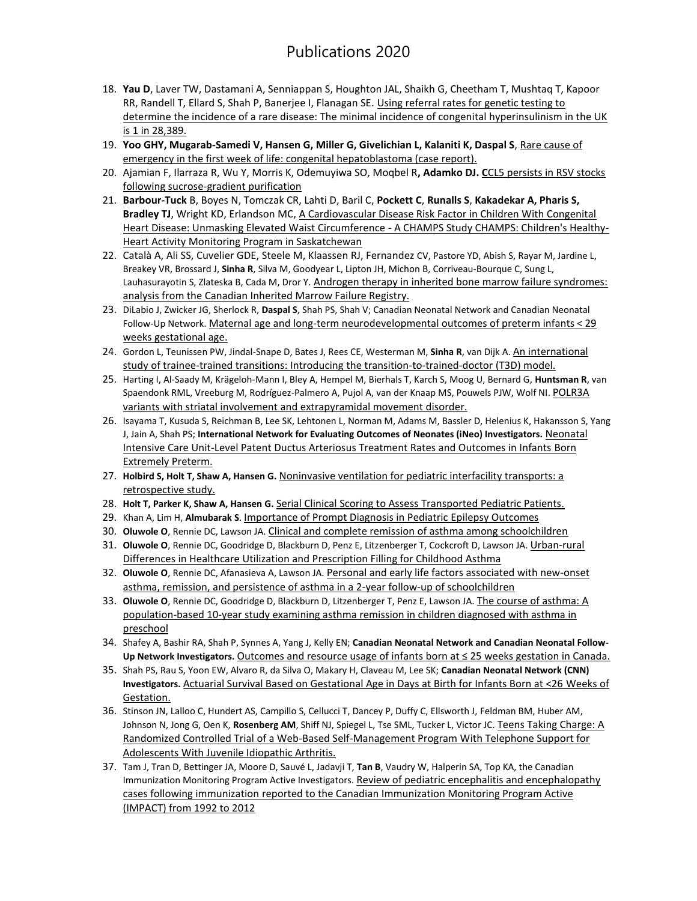# Publications 2020

18. **Yau D**, Laver TW, Dastamani A, Senniappan S, Houghton JAL, Shaikh G, Cheetham T, Mushtaq T, Kapoor RR, Randell T, Ellard S, Shah P, Banerjee I, Flanagan SE. Using referral rates for genetic testing to determine the incidence of a rare disease: The minimal incidence of congenital hyperinsulinism in the UK is 1 in 28,389.
19. **Yoo GHY, Mugarab-Samedi V, Hansen G, Miller G, Givelichian L, Kalaniti K, Daspal S**, Rare cause of emergency in the first week of life: congenital hepatoblastoma (case report).
20. Ajamian F, Ilarraza R, Wu Y, Morris K, Odemuyiwa SO, Moqbel R**, Adamko DJ. C**CL5 persists in RSV stocks following sucrose-gradient purification
21. **Barbour-Tuck** B, Boyes N, Tomczak CR, Lahti D, Baril C, **Pockett C**, **Runalls S**, **Kakadekar A, Pharis S, Bradley TJ**, Wright KD, Erlandson MC, A Cardiovascular Disease Risk Factor in Children With Congenital Heart Disease: Unmasking Elevated Waist Circumference - A CHAMPS Study CHAMPS: Children's Healthy-Heart Activity Monitoring Program in Saskatchewan
22. Català A, Ali SS, Cuvelier GDE, Steele M, Klaassen RJ, Fernandez CV, Pastore YD, Abish S, Rayar M, Jardine L, Breakey VR, Brossard J, **Sinha R**, Silva M, Goodyear L, Lipton JH, Michon B, Corriveau-Bourque C, Sung L, Lauhasurayotin S, Zlateska B, Cada M, Dror Y. Androgen therapy in inherited bone marrow failure syndromes: analysis from the Canadian Inherited Marrow Failure Registry.
23. DiLabio J, Zwicker JG, Sherlock R, **Daspal S**, Shah PS, Shah V; Canadian Neonatal Network and Canadian Neonatal Follow-Up Network. Maternal age and long-term neurodevelopmental outcomes of preterm infants < 29 weeks gestational age.
24. Gordon L, Teunissen PW, Jindal-Snape D, Bates J, Rees CE, Westerman M, **Sinha R**, van Dijk A. An international study of trainee-trained transitions: Introducing the transition-to-trained-doctor (T3D) model.
25. Harting I, Al-Saady M, Krägeloh-Mann I, Bley A, Hempel M, Bierhals T, Karch S, Moog U, Bernard G, **Huntsman R**, van Spaendonk RML, Vreeburg M, Rodríguez-Palmero A, Pujol A, van der Knaap MS, Pouwels PJW, Wolf NI. POLR3A variants with striatal involvement and extrapyramidal movement disorder.
26. Isayama T, Kusuda S, Reichman B, Lee SK, Lehtonen L, Norman M, Adams M, Bassler D, Helenius K, Hakansson S, Yang J, Jain A, Shah PS; **International Network for Evaluating Outcomes of Neonates (iNeo) Investigators.** Neonatal Intensive Care Unit-Level Patent Ductus Arteriosus Treatment Rates and Outcomes in Infants Born Extremely Preterm.
27. **Holbird S, Holt T, Shaw A, Hansen G.** Noninvasive ventilation for pediatric interfacility transports: a retrospective study.
28. **Holt T, Parker K, Shaw A, Hansen G.** Serial Clinical Scoring to Assess Transported Pediatric Patients.
29. Khan A, Lim H, **Almubarak S**. Importance of Prompt Diagnosis in Pediatric Epilepsy Outcomes
30. **Oluwole O**, Rennie DC, Lawson JA. Clinical and complete remission of asthma among schoolchildren
31. **Oluwole O**, Rennie DC, Goodridge D, Blackburn D, Penz E, Litzenberger T, Cockcroft D, Lawson JA. Urban-rural Differences in Healthcare Utilization and Prescription Filling for Childhood Asthma
32. **Oluwole O**, Rennie DC, Afanasieva A, Lawson JA. Personal and early life factors associated with new-onset asthma, remission, and persistence of asthma in a 2-year follow-up of schoolchildren
33. **Oluwole O**, Rennie DC, Goodridge D, Blackburn D, Litzenberger T, Penz E, Lawson JA. The course of asthma: A population-based 10-year study examining asthma remission in children diagnosed with asthma in preschool
34. Shafey A, Bashir RA, Shah P, Synnes A, Yang J, Kelly EN; **Canadian Neonatal Network and Canadian Neonatal Follow-Up Network Investigators.** Outcomes and resource usage of infants born at ≤ 25 weeks gestation in Canada.
35. Shah PS, Rau S, Yoon EW, Alvaro R, da Silva O, Makary H, Claveau M, Lee SK; **Canadian Neonatal Network (CNN) Investigators.** Actuarial Survival Based on Gestational Age in Days at Birth for Infants Born at <26 Weeks of Gestation.
36. Stinson JN, Lalloo C, Hundert AS, Campillo S, Cellucci T, Dancey P, Duffy C, Ellsworth J, Feldman BM, Huber AM, Johnson N, Jong G, Oen K, **Rosenberg AM**, Shiff NJ, Spiegel L, Tse SML, Tucker L, Victor JC. Teens Taking Charge: A Randomized Controlled Trial of a Web-Based Self-Management Program With Telephone Support for Adolescents With Juvenile Idiopathic Arthritis.
37. Tam J, Tran D, Bettinger JA, Moore D, Sauvé L, Jadavji T, **Tan B**, Vaudry W, Halperin SA, Top KA, the Canadian Immunization Monitoring Program Active Investigators. Review of pediatric encephalitis and encephalopathy cases following immunization reported to the Canadian Immunization Monitoring Program Active (IMPACT) from 1992 to 2012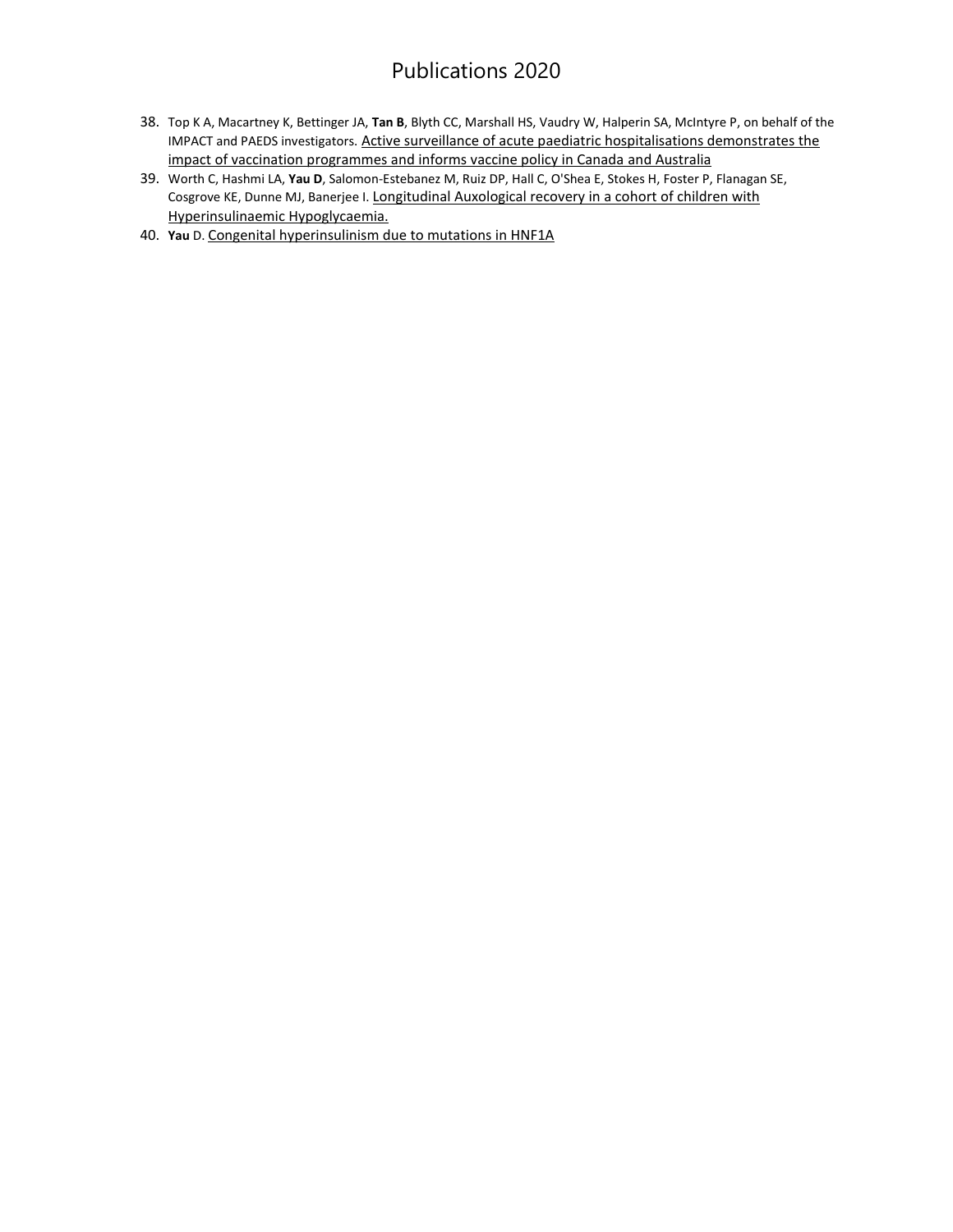# Publications 2020

38. Top K A, Macartney K, Bettinger JA, **Tan B**, Blyth CC, Marshall HS, Vaudry W, Halperin SA, McIntyre P, on behalf of the IMPACT and PAEDS investigators. Active surveillance of acute paediatric hospitalisations demonstrates the impact of vaccination programmes and informs vaccine policy in Canada and Australia
39. Worth C, Hashmi LA, **Yau D**, Salomon-Estebanez M, Ruiz DP, Hall C, O'Shea E, Stokes H, Foster P, Flanagan SE, Cosgrove KE, Dunne MJ, Banerjee I. Longitudinal Auxological recovery in a cohort of children with Hyperinsulinaemic Hypoglycaemia.
40. **Yau** D. Congenital hyperinsulinism due to mutations in HNF1A